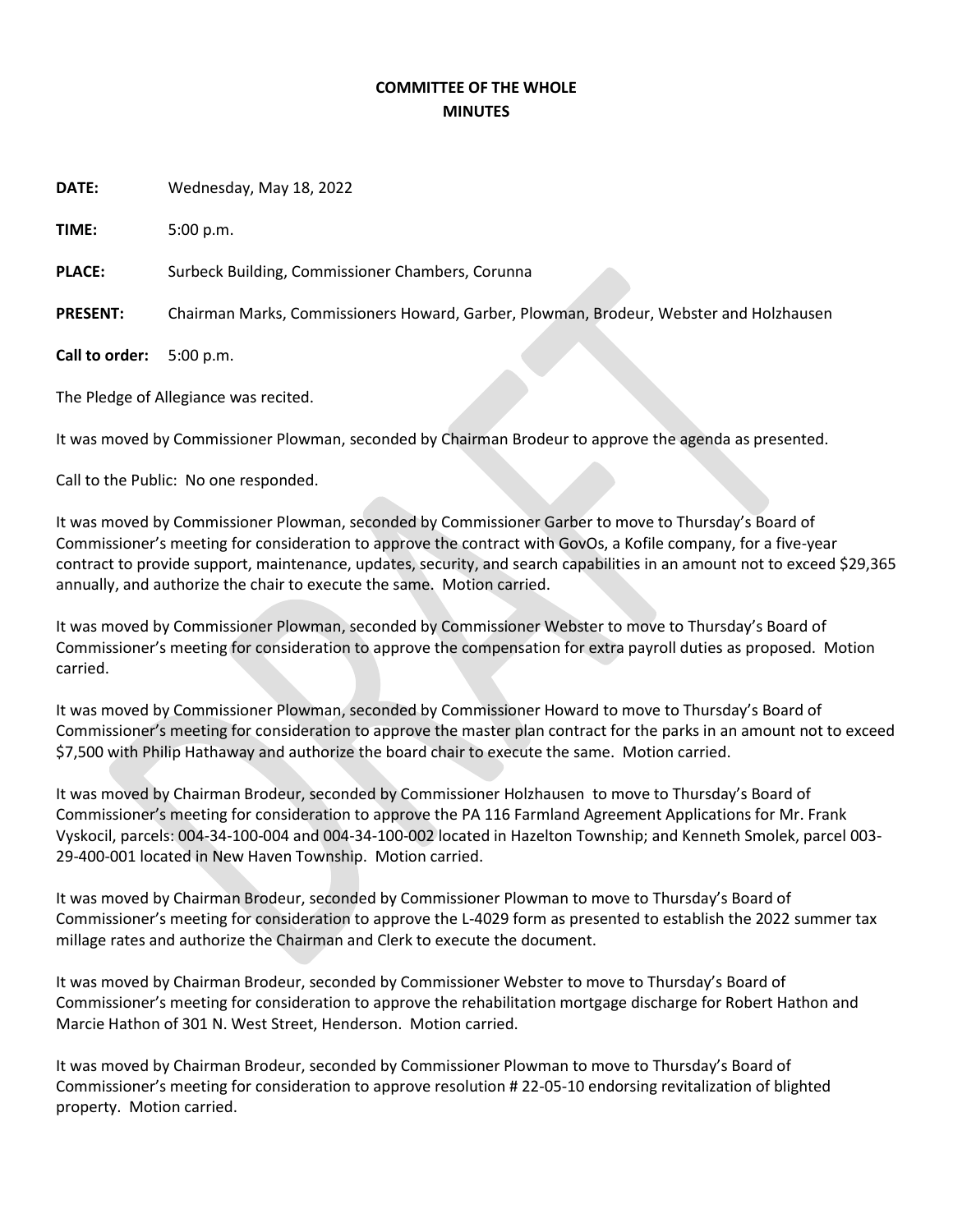**COMMITTEE OF THE WHOLE**
**MINUTES**

**DATE:** Wednesday, May 18, 2022

**TIME:** 5:00 p.m.

**PLACE:** Surbeck Building, Commissioner Chambers, Corunna

**PRESENT:** Chairman Marks, Commissioners Howard, Garber, Plowman, Brodeur, Webster and Holzhausen

**Call to order:** 5:00 p.m.

The Pledge of Allegiance was recited.

It was moved by Commissioner Plowman, seconded by Chairman Brodeur to approve the agenda as presented.

Call to the Public: No one responded.

It was moved by Commissioner Plowman, seconded by Commissioner Garber to move to Thursday's Board of Commissioner's meeting for consideration to approve the contract with GovOs, a Kofile company, for a five-year contract to provide support, maintenance, updates, security, and search capabilities in an amount not to exceed $29,365 annually, and authorize the chair to execute the same. Motion carried.

It was moved by Commissioner Plowman, seconded by Commissioner Webster to move to Thursday's Board of Commissioner's meeting for consideration to approve the compensation for extra payroll duties as proposed. Motion carried.

It was moved by Commissioner Plowman, seconded by Commissioner Howard to move to Thursday's Board of Commissioner's meeting for consideration to approve the master plan contract for the parks in an amount not to exceed $7,500 with Philip Hathaway and authorize the board chair to execute the same. Motion carried.

It was moved by Chairman Brodeur, seconded by Commissioner Holzhausen to move to Thursday's Board of Commissioner's meeting for consideration to approve the PA 116 Farmland Agreement Applications for Mr. Frank Vyskocil, parcels: 004-34-100-004 and 004-34-100-002 located in Hazelton Township; and Kenneth Smolek, parcel 003-29-400-001 located in New Haven Township. Motion carried.

It was moved by Chairman Brodeur, seconded by Commissioner Plowman to move to Thursday's Board of Commissioner's meeting for consideration to approve the L-4029 form as presented to establish the 2022 summer tax millage rates and authorize the Chairman and Clerk to execute the document.

It was moved by Chairman Brodeur, seconded by Commissioner Webster to move to Thursday's Board of Commissioner's meeting for consideration to approve the rehabilitation mortgage discharge for Robert Hathon and Marcie Hathon of 301 N. West Street, Henderson. Motion carried.

It was moved by Chairman Brodeur, seconded by Commissioner Plowman to move to Thursday's Board of Commissioner's meeting for consideration to approve resolution # 22-05-10 endorsing revitalization of blighted property. Motion carried.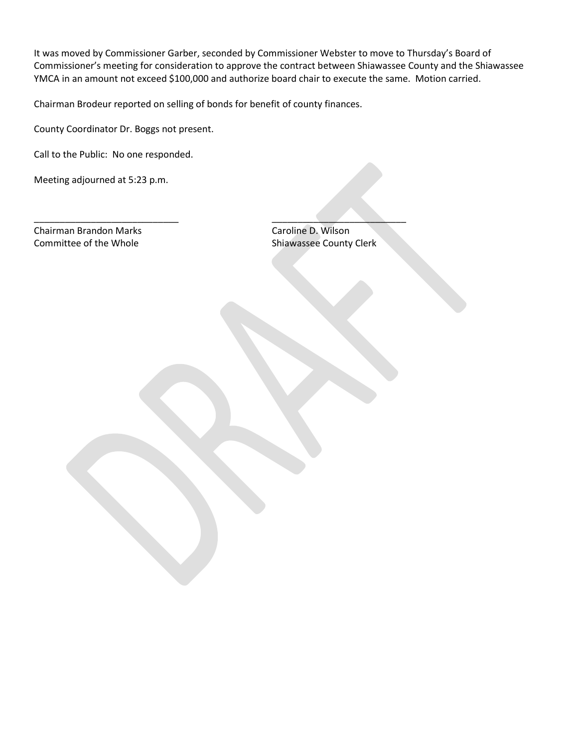It was moved by Commissioner Garber, seconded by Commissioner Webster to move to Thursday's Board of Commissioner's meeting for consideration to approve the contract between Shiawassee County and the Shiawassee YMCA in an amount not exceed $100,000 and authorize board chair to execute the same. Motion carried.

Chairman Brodeur reported on selling of bonds for benefit of county finances.

County Coordinator Dr. Boggs not present.

Call to the Public: No one responded.

Meeting adjourned at 5:23 p.m.

\_\_\_\_\_\_\_\_\_\_\_\_\_\_\_\_\_\_\_\_\_\_\_\_\_\_\_\_
Chairman Brandon Marks
Committee of the Whole

\_\_\_\_\_\_\_\_\_\_\_\_\_\_\_\_\_\_\_\_\_\_\_\_\_\_\_\_
Caroline D. Wilson
Shiawassee County Clerk

DRAFT